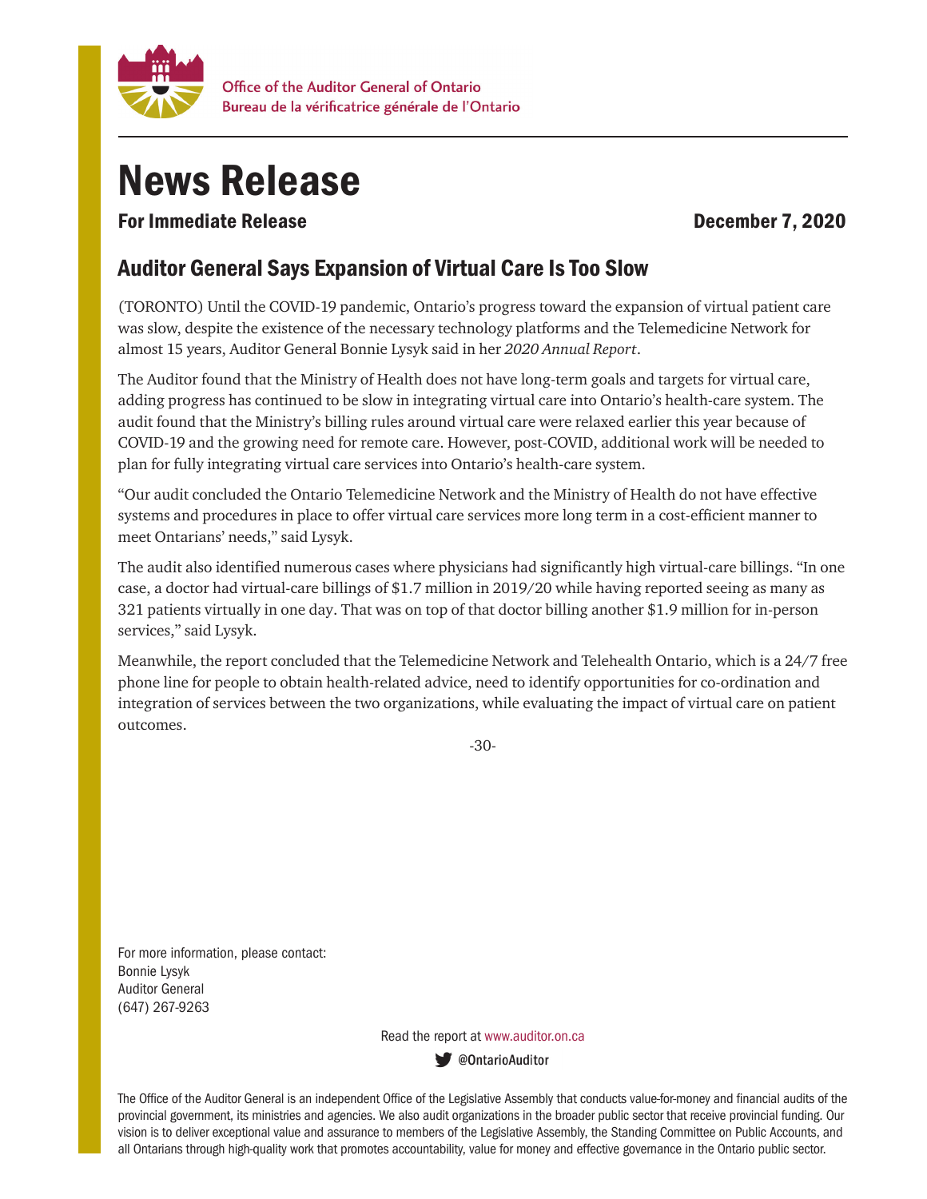Office of the Auditor General of Ontario
Bureau de la vérificatrice générale de l'Ontario

# News Release

**For Immediate Release** **December 7, 2020**

## Auditor General Says Expansion of Virtual Care Is Too Slow

(TORONTO) Until the COVID-19 pandemic, Ontario's progress toward the expansion of virtual patient care was slow, despite the existence of the necessary technology platforms and the Telemedicine Network for almost 15 years, Auditor General Bonnie Lysyk said in her *2020 Annual Report*.

The Auditor found that the Ministry of Health does not have long-term goals and targets for virtual care, adding progress has continued to be slow in integrating virtual care into Ontario's health-care system. The audit found that the Ministry's billing rules around virtual care were relaxed earlier this year because of COVID-19 and the growing need for remote care. However, post-COVID, additional work will be needed to plan for fully integrating virtual care services into Ontario's health-care system.

"Our audit concluded the Ontario Telemedicine Network and the Ministry of Health do not have effective systems and procedures in place to offer virtual care services more long term in a cost-efficient manner to meet Ontarians' needs," said Lysyk.

The audit also identified numerous cases where physicians had significantly high virtual-care billings. "In one case, a doctor had virtual-care billings of $1.7 million in 2019/20 while having reported seeing as many as 321 patients virtually in one day. That was on top of that doctor billing another $1.9 million for in-person services," said Lysyk.

Meanwhile, the report concluded that the Telemedicine Network and Telehealth Ontario, which is a 24/7 free phone line for people to obtain health-related advice, need to identify opportunities for co-ordination and integration of services between the two organizations, while evaluating the impact of virtual care on patient outcomes.

-30-

For more information, please contact:
Bonnie Lysyk
Auditor General
(647) 267-9263

Read the report at www.auditor.on.ca

@OntarioAuditor

The Office of the Auditor General is an independent Office of the Legislative Assembly that conducts value-for-money and financial audits of the provincial government, its ministries and agencies. We also audit organizations in the broader public sector that receive provincial funding. Our vision is to deliver exceptional value and assurance to members of the Legislative Assembly, the Standing Committee on Public Accounts, and all Ontarians through high-quality work that promotes accountability, value for money and effective governance in the Ontario public sector.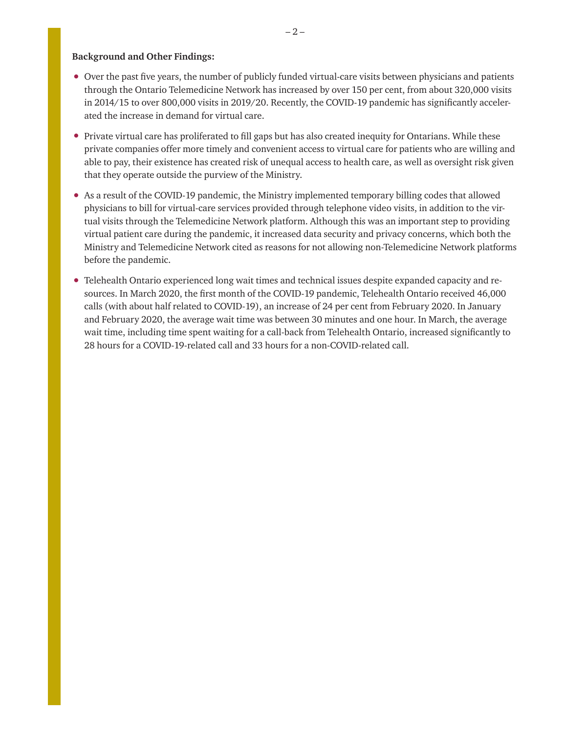**Background and Other Findings:**

- Over the past five years, the number of publicly funded virtual-care visits between physicians and patients through the Ontario Telemedicine Network has increased by over 150 per cent, from about 320,000 visits in 2014/15 to over 800,000 visits in 2019/20. Recently, the COVID-19 pandemic has significantly accelerated the increase in demand for virtual care.
- Private virtual care has proliferated to fill gaps but has also created inequity for Ontarians. While these private companies offer more timely and convenient access to virtual care for patients who are willing and able to pay, their existence has created risk of unequal access to health care, as well as oversight risk given that they operate outside the purview of the Ministry.
- As a result of the COVID-19 pandemic, the Ministry implemented temporary billing codes that allowed physicians to bill for virtual-care services provided through telephone video visits, in addition to the virtual visits through the Telemedicine Network platform. Although this was an important step to providing virtual patient care during the pandemic, it increased data security and privacy concerns, which both the Ministry and Telemedicine Network cited as reasons for not allowing non-Telemedicine Network platforms before the pandemic.
- Telehealth Ontario experienced long wait times and technical issues despite expanded capacity and resources. In March 2020, the first month of the COVID-19 pandemic, Telehealth Ontario received 46,000 calls (with about half related to COVID-19), an increase of 24 per cent from February 2020. In January and February 2020, the average wait time was between 30 minutes and one hour. In March, the average wait time, including time spent waiting for a call-back from Telehealth Ontario, increased significantly to 28 hours for a COVID-19-related call and 33 hours for a non-COVID-related call.